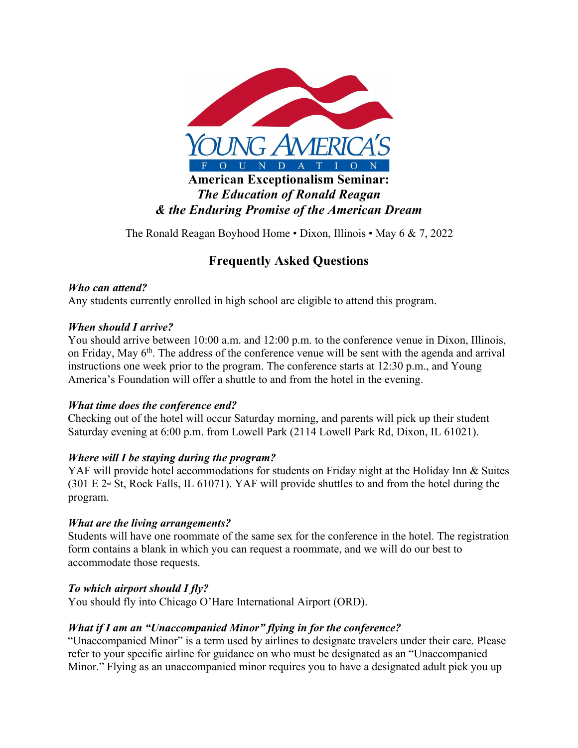YOUNG AMERICA'S FOUNDATION

# American Exceptionalism Seminar:
## *The Education of Ronald Reagan*
## *& the Enduring Promise of the American Dream*

The Ronald Reagan Boyhood Home • Dixon, Illinois • May 6 & 7, 2022

## Frequently Asked Questions

***Who can attend?***
Any students currently enrolled in high school are eligible to attend this program.

***When should I arrive?***
You should arrive between 10:00 a.m. and 12:00 p.m. to the conference venue in Dixon, Illinois, on Friday, May 6th. The address of the conference venue will be sent with the agenda and arrival instructions one week prior to the program. The conference starts at 12:30 p.m., and Young America's Foundation will offer a shuttle to and from the hotel in the evening.

***What time does the conference end?***
Checking out of the hotel will occur Saturday morning, and parents will pick up their student Saturday evening at 6:00 p.m. from Lowell Park (2114 Lowell Park Rd, Dixon, IL 61021).

***Where will I be staying during the program?***
YAF will provide hotel accommodations for students on Friday night at the Holiday Inn & Suites (301 E 2nd St, Rock Falls, IL 61071). YAF will provide shuttles to and from the hotel during the program.

***What are the living arrangements?***
Students will have one roommate of the same sex for the conference in the hotel. The registration form contains a blank in which you can request a roommate, and we will do our best to accommodate those requests.

***To which airport should I fly?***
You should fly into Chicago O'Hare International Airport (ORD).

***What if I am an "Unaccompanied Minor" flying in for the conference?***
"Unaccompanied Minor" is a term used by airlines to designate travelers under their care. Please refer to your specific airline for guidance on who must be designated as an "Unaccompanied Minor." Flying as an unaccompanied minor requires you to have a designated adult pick you up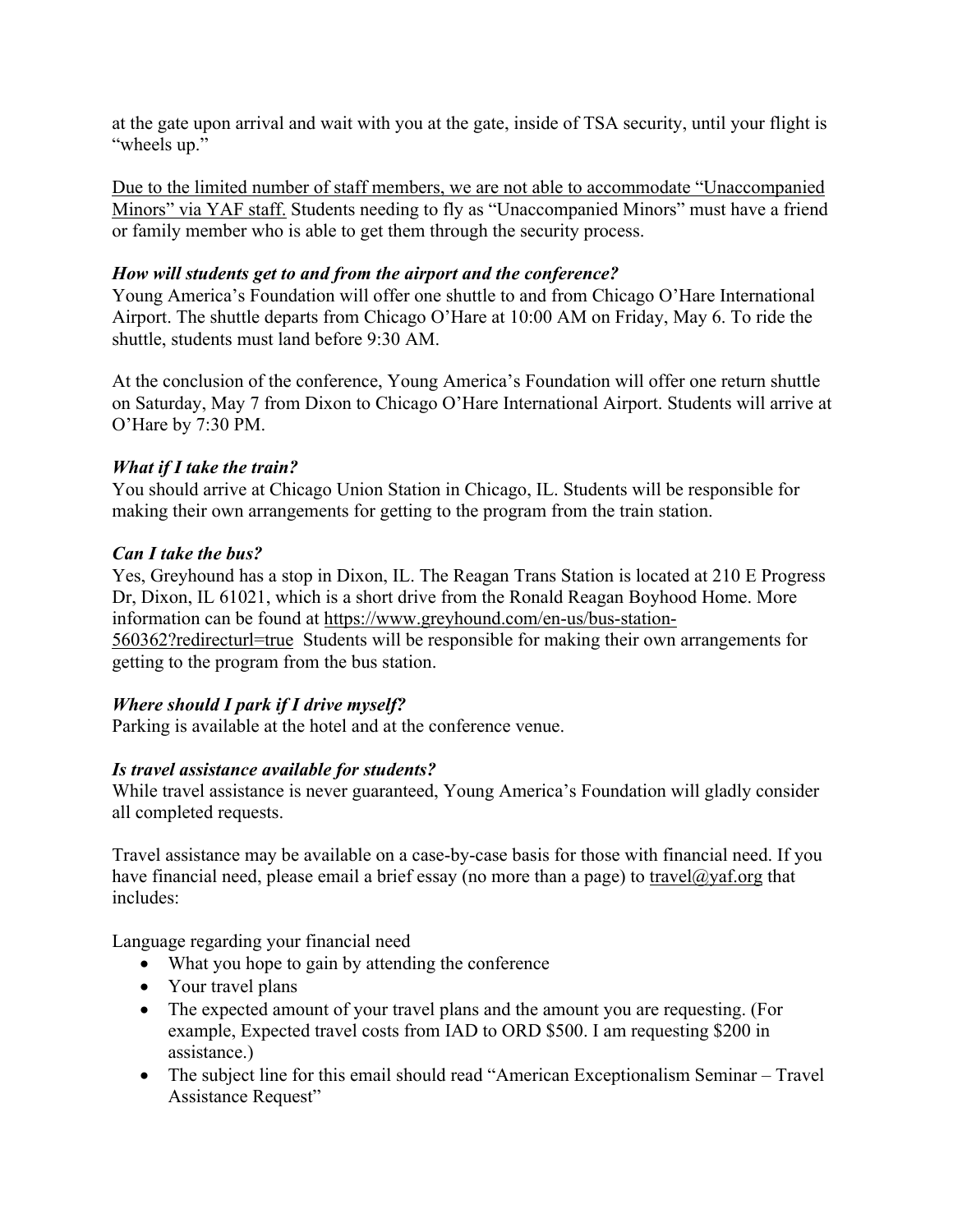at the gate upon arrival and wait with you at the gate, inside of TSA security, until your flight is "wheels up."

<u>Due to the limited number of staff members, we are not able to accommodate "Unaccompanied Minors" via YAF staff.</u> Students needing to fly as "Unaccompanied Minors" must have a friend or family member who is able to get them through the security process.

***How will students get to and from the airport and the conference?***

Young America's Foundation will offer one shuttle to and from Chicago O'Hare International Airport. The shuttle departs from Chicago O'Hare at 10:00 AM on Friday, May 6. To ride the shuttle, students must land before 9:30 AM.

At the conclusion of the conference, Young America's Foundation will offer one return shuttle on Saturday, May 7 from Dixon to Chicago O'Hare International Airport. Students will arrive at O'Hare by 7:30 PM.

***What if I take the train?***

You should arrive at Chicago Union Station in Chicago, IL. Students will be responsible for making their own arrangements for getting to the program from the train station.

***Can I take the bus?***

Yes, Greyhound has a stop in Dixon, IL. The Reagan Trans Station is located at 210 E Progress Dr, Dixon, IL 61021, which is a short drive from the Ronald Reagan Boyhood Home. More information can be found at https://www.greyhound.com/en-us/bus-station-560362?redirecturl=true Students will be responsible for making their own arrangements for getting to the program from the bus station.

***Where should I park if I drive myself?***

Parking is available at the hotel and at the conference venue.

***Is travel assistance available for students?***

While travel assistance is never guaranteed, Young America's Foundation will gladly consider all completed requests.

Travel assistance may be available on a case-by-case basis for those with financial need. If you have financial need, please email a brief essay (no more than a page) to travel@yaf.org that includes:

Language regarding your financial need

- What you hope to gain by attending the conference
- Your travel plans
- The expected amount of your travel plans and the amount you are requesting. (For example, Expected travel costs from IAD to ORD $500. I am requesting $200 in assistance.)
- The subject line for this email should read "American Exceptionalism Seminar – Travel Assistance Request"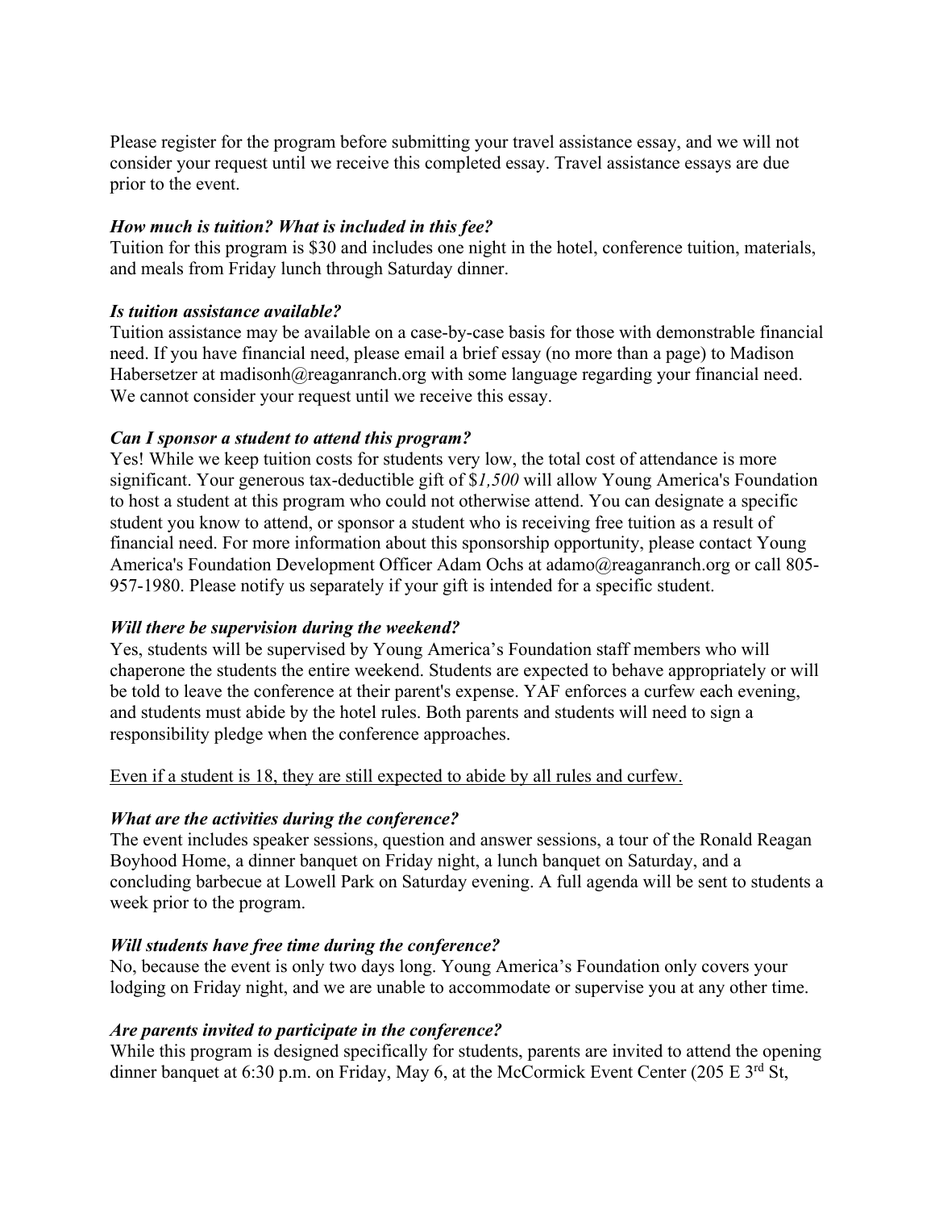Please register for the program before submitting your travel assistance essay, and we will not consider your request until we receive this completed essay. Travel assistance essays are due prior to the event.

***How much is tuition? What is included in this fee?***

Tuition for this program is $30 and includes one night in the hotel, conference tuition, materials, and meals from Friday lunch through Saturday dinner.

***Is tuition assistance available?***

Tuition assistance may be available on a case-by-case basis for those with demonstrable financial need. If you have financial need, please email a brief essay (no more than a page) to Madison Habersetzer at madisonh@reaganranch.org with some language regarding your financial need. We cannot consider your request until we receive this essay.

***Can I sponsor a student to attend this program?***

Yes! While we keep tuition costs for students very low, the total cost of attendance is more significant. Your generous tax-deductible gift of $*1,500* will allow Young America's Foundation to host a student at this program who could not otherwise attend. You can designate a specific student you know to attend, or sponsor a student who is receiving free tuition as a result of financial need. For more information about this sponsorship opportunity, please contact Young America's Foundation Development Officer Adam Ochs at adamo@reaganranch.org or call 805-957-1980. Please notify us separately if your gift is intended for a specific student.

***Will there be supervision during the weekend?***

Yes, students will be supervised by Young America's Foundation staff members who will chaperone the students the entire weekend. Students are expected to behave appropriately or will be told to leave the conference at their parent's expense. YAF enforces a curfew each evening, and students must abide by the hotel rules. Both parents and students will need to sign a responsibility pledge when the conference approaches.

<u>Even if a student is 18, they are still expected to abide by all rules and curfew.</u>

***What are the activities during the conference?***

The event includes speaker sessions, question and answer sessions, a tour of the Ronald Reagan Boyhood Home, a dinner banquet on Friday night, a lunch banquet on Saturday, and a concluding barbecue at Lowell Park on Saturday evening. A full agenda will be sent to students a week prior to the program.

***Will students have free time during the conference?***

No, because the event is only two days long. Young America's Foundation only covers your lodging on Friday night, and we are unable to accommodate or supervise you at any other time.

***Are parents invited to participate in the conference?***

While this program is designed specifically for students, parents are invited to attend the opening dinner banquet at 6:30 p.m. on Friday, May 6, at the McCormick Event Center (205 E 3rd St,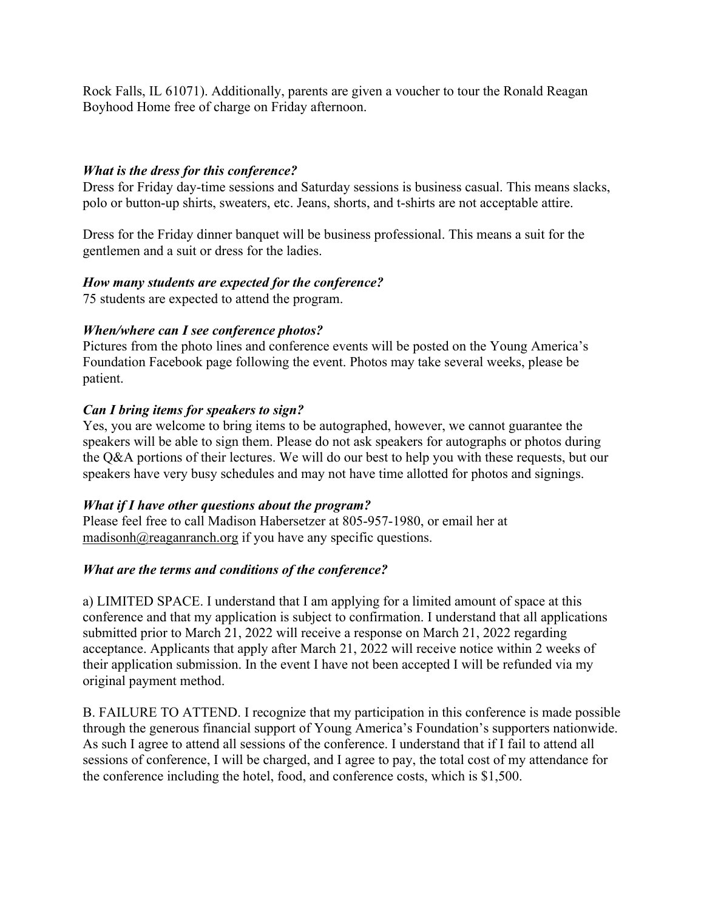Rock Falls, IL 61071). Additionally, parents are given a voucher to tour the Ronald Reagan Boyhood Home free of charge on Friday afternoon.

***What is the dress for this conference?***

Dress for Friday day-time sessions and Saturday sessions is business casual. This means slacks, polo or button-up shirts, sweaters, etc. Jeans, shorts, and t-shirts are not acceptable attire.

Dress for the Friday dinner banquet will be business professional. This means a suit for the gentlemen and a suit or dress for the ladies.

***How many students are expected for the conference?***

75 students are expected to attend the program.

***When/where can I see conference photos?***

Pictures from the photo lines and conference events will be posted on the Young America's Foundation Facebook page following the event. Photos may take several weeks, please be patient.

***Can I bring items for speakers to sign?***

Yes, you are welcome to bring items to be autographed, however, we cannot guarantee the speakers will be able to sign them. Please do not ask speakers for autographs or photos during the Q&A portions of their lectures. We will do our best to help you with these requests, but our speakers have very busy schedules and may not have time allotted for photos and signings.

***What if I have other questions about the program?***

Please feel free to call Madison Habersetzer at 805-957-1980, or email her at madisonh@reaganranch.org if you have any specific questions.

***What are the terms and conditions of the conference?***

a) LIMITED SPACE. I understand that I am applying for a limited amount of space at this conference and that my application is subject to confirmation. I understand that all applications submitted prior to March 21, 2022 will receive a response on March 21, 2022 regarding acceptance. Applicants that apply after March 21, 2022 will receive notice within 2 weeks of their application submission. In the event I have not been accepted I will be refunded via my original payment method.

B. FAILURE TO ATTEND. I recognize that my participation in this conference is made possible through the generous financial support of Young America's Foundation's supporters nationwide. As such I agree to attend all sessions of the conference. I understand that if I fail to attend all sessions of conference, I will be charged, and I agree to pay, the total cost of my attendance for the conference including the hotel, food, and conference costs, which is $1,500.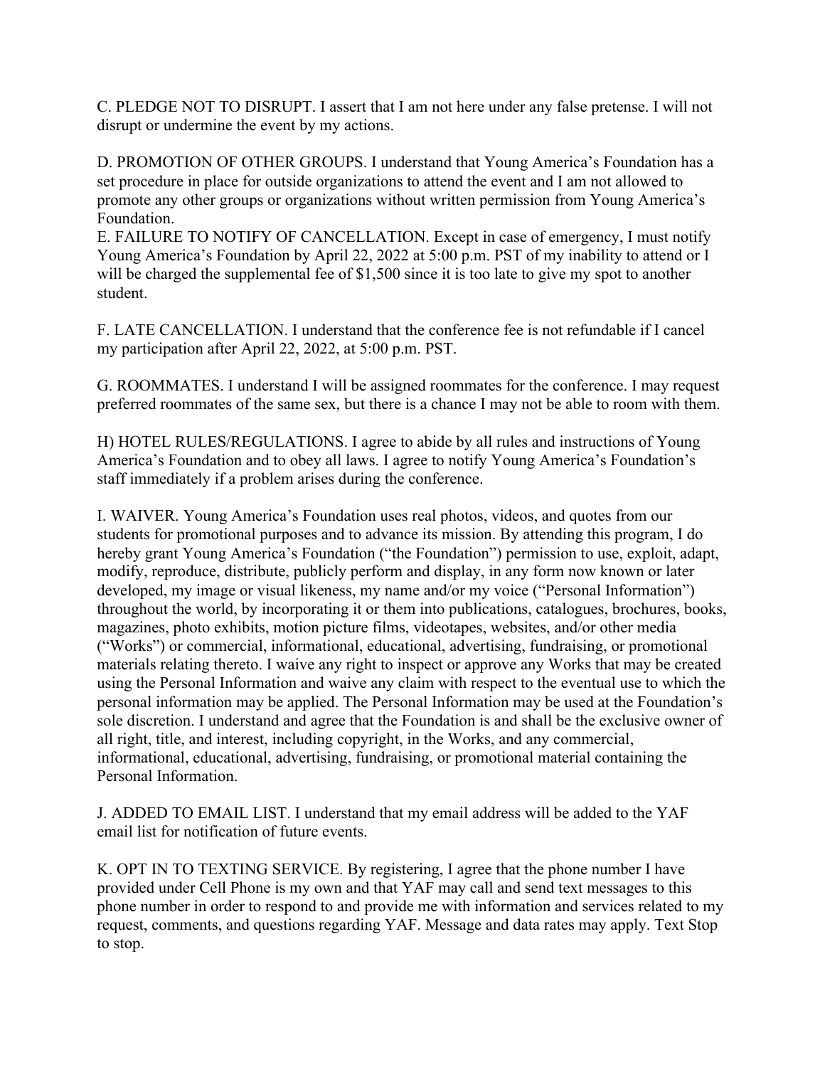C. PLEDGE NOT TO DISRUPT. I assert that I am not here under any false pretense. I will not disrupt or undermine the event by my actions.

D. PROMOTION OF OTHER GROUPS. I understand that Young America's Foundation has a set procedure in place for outside organizations to attend the event and I am not allowed to promote any other groups or organizations without written permission from Young America's Foundation.

E. FAILURE TO NOTIFY OF CANCELLATION. Except in case of emergency, I must notify Young America's Foundation by April 22, 2022 at 5:00 p.m. PST of my inability to attend or I will be charged the supplemental fee of $1,500 since it is too late to give my spot to another student.

F. LATE CANCELLATION. I understand that the conference fee is not refundable if I cancel my participation after April 22, 2022, at 5:00 p.m. PST.

G. ROOMMATES. I understand I will be assigned roommates for the conference. I may request preferred roommates of the same sex, but there is a chance I may not be able to room with them.

H) HOTEL RULES/REGULATIONS. I agree to abide by all rules and instructions of Young America's Foundation and to obey all laws. I agree to notify Young America's Foundation's staff immediately if a problem arises during the conference.

I. WAIVER. Young America's Foundation uses real photos, videos, and quotes from our students for promotional purposes and to advance its mission. By attending this program, I do hereby grant Young America's Foundation ("the Foundation") permission to use, exploit, adapt, modify, reproduce, distribute, publicly perform and display, in any form now known or later developed, my image or visual likeness, my name and/or my voice ("Personal Information") throughout the world, by incorporating it or them into publications, catalogues, brochures, books, magazines, photo exhibits, motion picture films, videotapes, websites, and/or other media ("Works") or commercial, informational, educational, advertising, fundraising, or promotional materials relating thereto. I waive any right to inspect or approve any Works that may be created using the Personal Information and waive any claim with respect to the eventual use to which the personal information may be applied. The Personal Information may be used at the Foundation's sole discretion. I understand and agree that the Foundation is and shall be the exclusive owner of all right, title, and interest, including copyright, in the Works, and any commercial, informational, educational, advertising, fundraising, or promotional material containing the Personal Information.

J. ADDED TO EMAIL LIST. I understand that my email address will be added to the YAF email list for notification of future events.

K. OPT IN TO TEXTING SERVICE. By registering, I agree that the phone number I have provided under Cell Phone is my own and that YAF may call and send text messages to this phone number in order to respond to and provide me with information and services related to my request, comments, and questions regarding YAF. Message and data rates may apply. Text Stop to stop.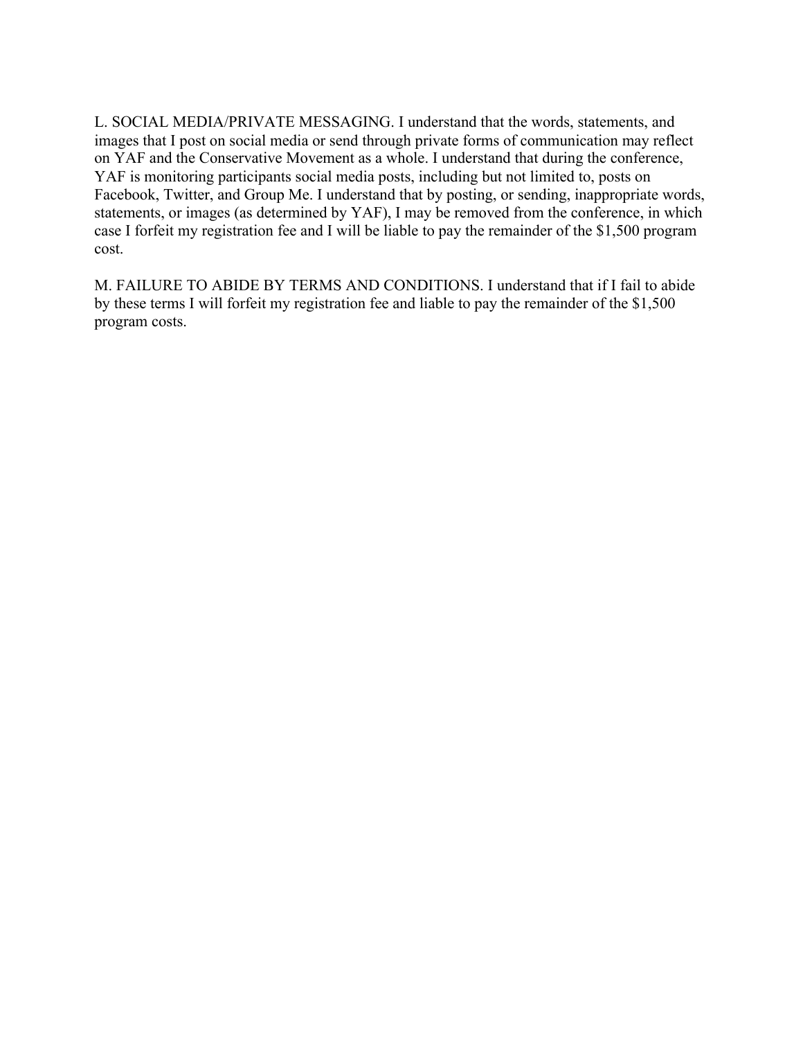L. SOCIAL MEDIA/PRIVATE MESSAGING. I understand that the words, statements, and images that I post on social media or send through private forms of communication may reflect on YAF and the Conservative Movement as a whole. I understand that during the conference, YAF is monitoring participants social media posts, including but not limited to, posts on Facebook, Twitter, and Group Me. I understand that by posting, or sending, inappropriate words, statements, or images (as determined by YAF), I may be removed from the conference, in which case I forfeit my registration fee and I will be liable to pay the remainder of the $1,500 program cost.

M. FAILURE TO ABIDE BY TERMS AND CONDITIONS. I understand that if I fail to abide by these terms I will forfeit my registration fee and liable to pay the remainder of the $1,500 program costs.